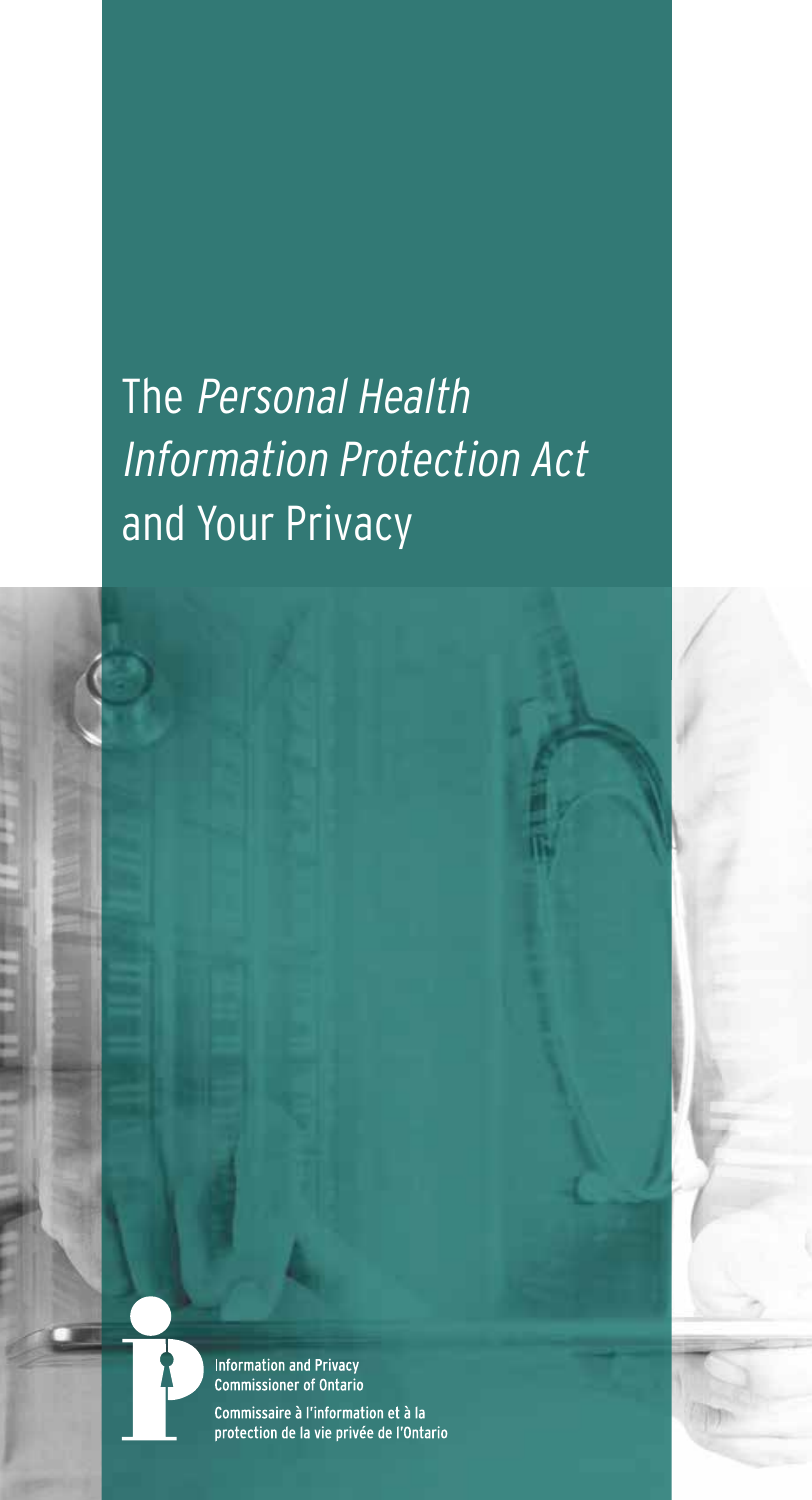# The *Personal Health Information Protection Act* and Your Privacy

Information and Privacy Commissioner of Ontario

Commissaire à l'information et à la protection de la vie privée de l'Ontario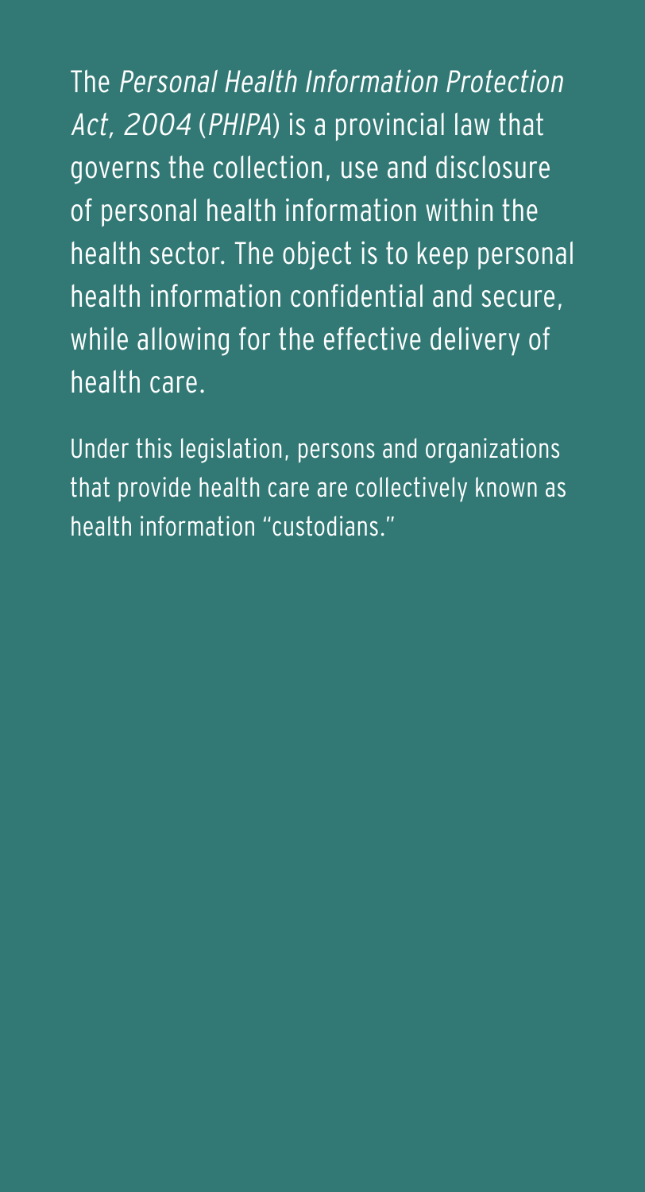The *Personal Health Information Protection Act, 2004* (*PHIPA*) is a provincial law that governs the collection, use and disclosure of personal health information within the health sector. The object is to keep personal health information confidential and secure, while allowing for the effective delivery of health care.

Under this legislation, persons and organizations that provide health care are collectively known as health information "custodians."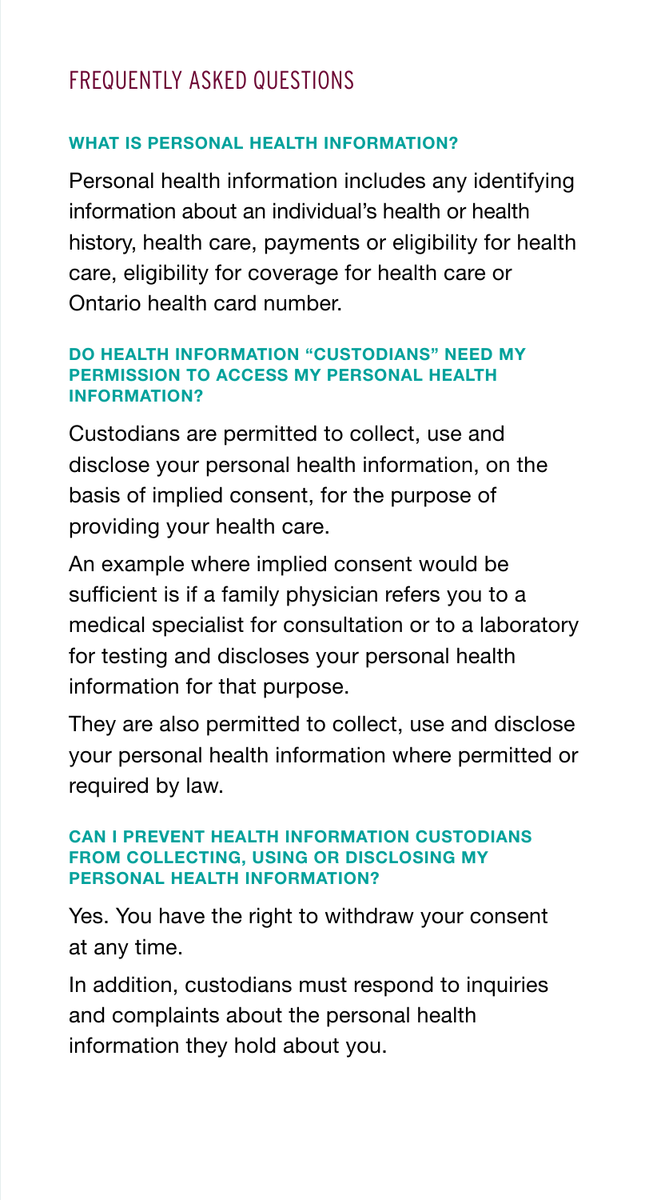## FREQUENTLY ASKED QUESTIONS

### WHAT IS PERSONAL HEALTH INFORMATION?

Personal health information includes any identifying information about an individual's health or health history, health care, payments or eligibility for health care, eligibility for coverage for health care or Ontario health card number.

### DO HEALTH INFORMATION "CUSTODIANS" NEED MY PERMISSION TO ACCESS MY PERSONAL HEALTH INFORMATION?

Custodians are permitted to collect, use and disclose your personal health information, on the basis of implied consent, for the purpose of providing your health care.

An example where implied consent would be sufficient is if a family physician refers you to a medical specialist for consultation or to a laboratory for testing and discloses your personal health information for that purpose.

They are also permitted to collect, use and disclose your personal health information where permitted or required by law.

### CAN I PREVENT HEALTH INFORMATION CUSTODIANS FROM COLLECTING, USING OR DISCLOSING MY PERSONAL HEALTH INFORMATION?

Yes. You have the right to withdraw your consent at any time.

In addition, custodians must respond to inquiries and complaints about the personal health information they hold about you.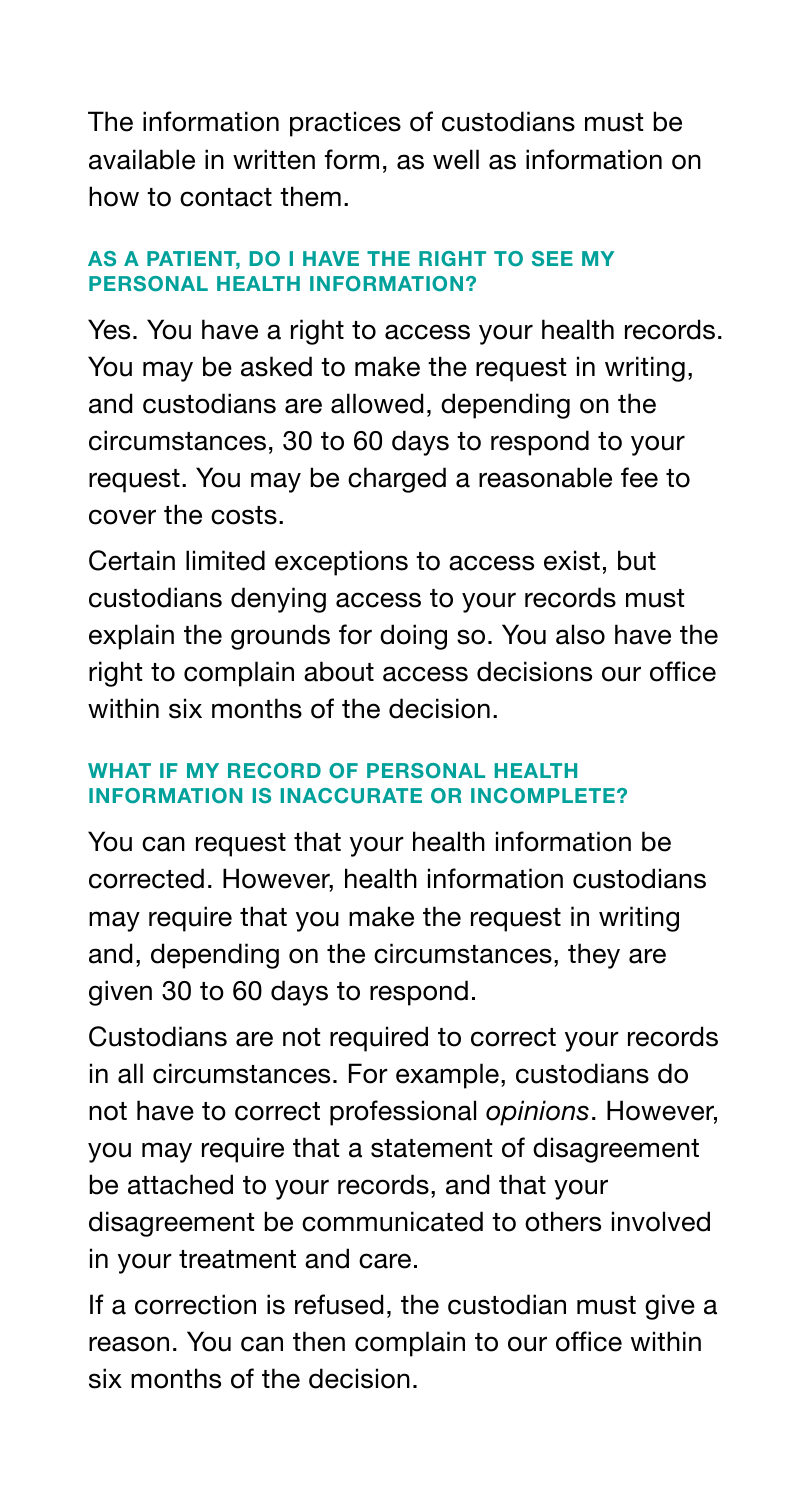The information practices of custodians must be available in written form, as well as information on how to contact them.

### AS A PATIENT, DO I HAVE THE RIGHT TO SEE MY PERSONAL HEALTH INFORMATION?

Yes. You have a right to access your health records. You may be asked to make the request in writing, and custodians are allowed, depending on the circumstances, 30 to 60 days to respond to your request. You may be charged a reasonable fee to cover the costs.

Certain limited exceptions to access exist, but custodians denying access to your records must explain the grounds for doing so. You also have the right to complain about access decisions our office within six months of the decision.

### WHAT IF MY RECORD OF PERSONAL HEALTH INFORMATION IS INACCURATE OR INCOMPLETE?

You can request that your health information be corrected. However, health information custodians may require that you make the request in writing and, depending on the circumstances, they are given 30 to 60 days to respond.

Custodians are not required to correct your records in all circumstances. For example, custodians do not have to correct professional *opinions*. However, you may require that a statement of disagreement be attached to your records, and that your disagreement be communicated to others involved in your treatment and care.

If a correction is refused, the custodian must give a reason. You can then complain to our office within six months of the decision.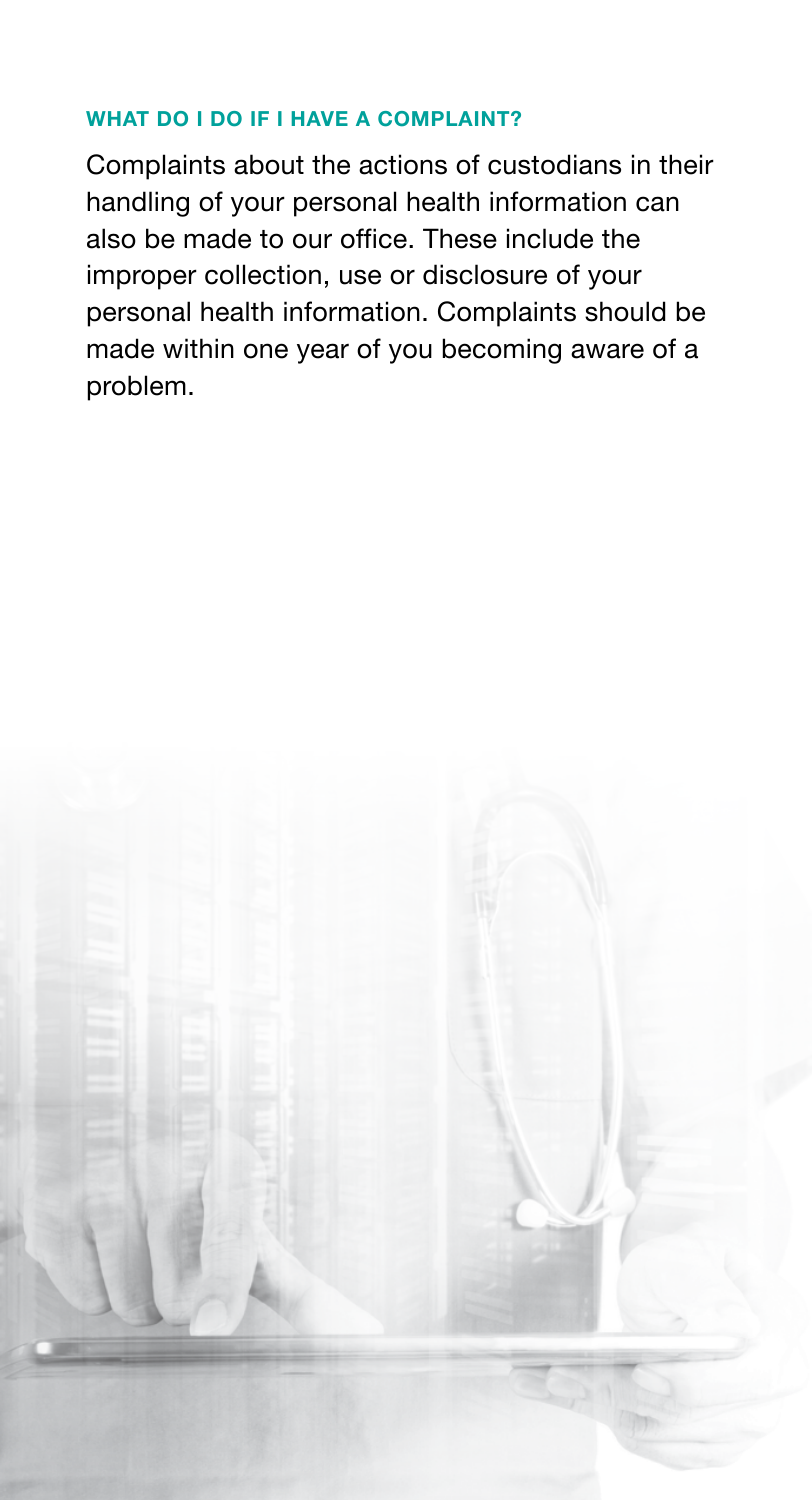### WHAT DO I DO IF I HAVE A COMPLAINT?

Complaints about the actions of custodians in their handling of your personal health information can also be made to our office. These include the improper collection, use or disclosure of your personal health information. Complaints should be made within one year of you becoming aware of a problem.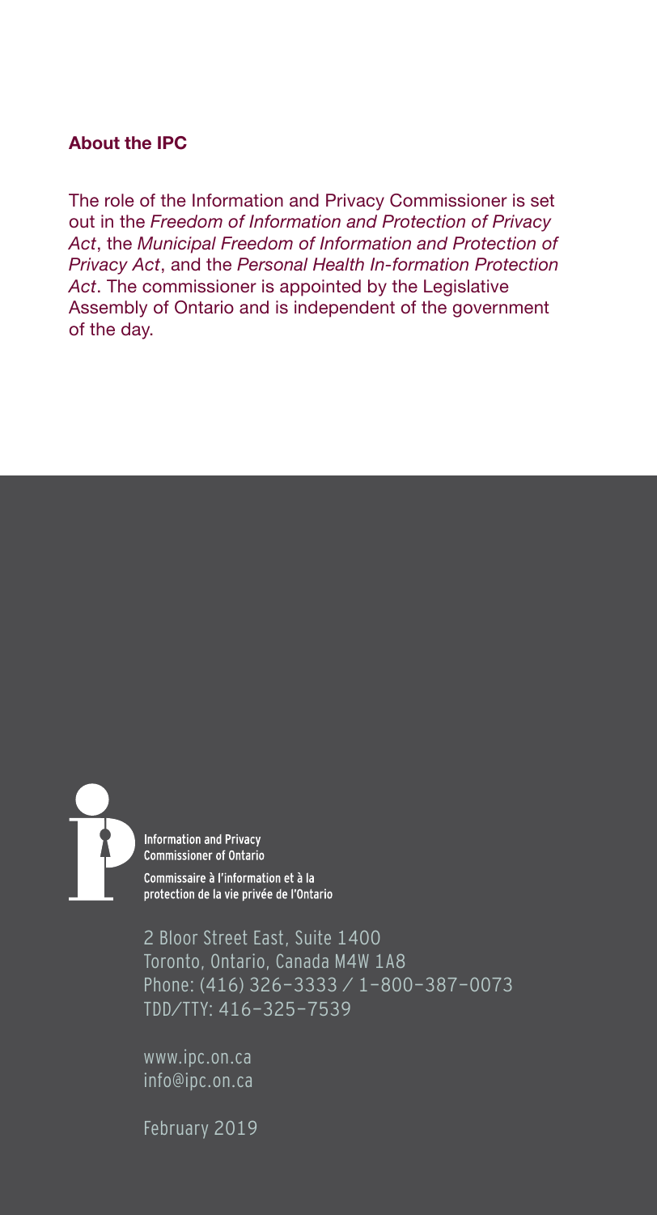**About the IPC**

The role of the Information and Privacy Commissioner is set out in the *Freedom of Information and Protection of Privacy Act*, the *Municipal Freedom of Information and Protection of Privacy Act*, and the *Personal Health In-formation Protection Act*. The commissioner is appointed by the Legislative Assembly of Ontario and is independent of the government of the day.

Information and Privacy
Commissioner of Ontario

Commissaire à l'information et à la
protection de la vie privée de l'Ontario

2 Bloor Street East, Suite 1400
Toronto, Ontario, Canada M4W 1A8
Phone: (416) 326-3333 / 1-800-387-0073
TDD/TTY: 416-325-7539

www.ipc.on.ca
info@ipc.on.ca

February 2019